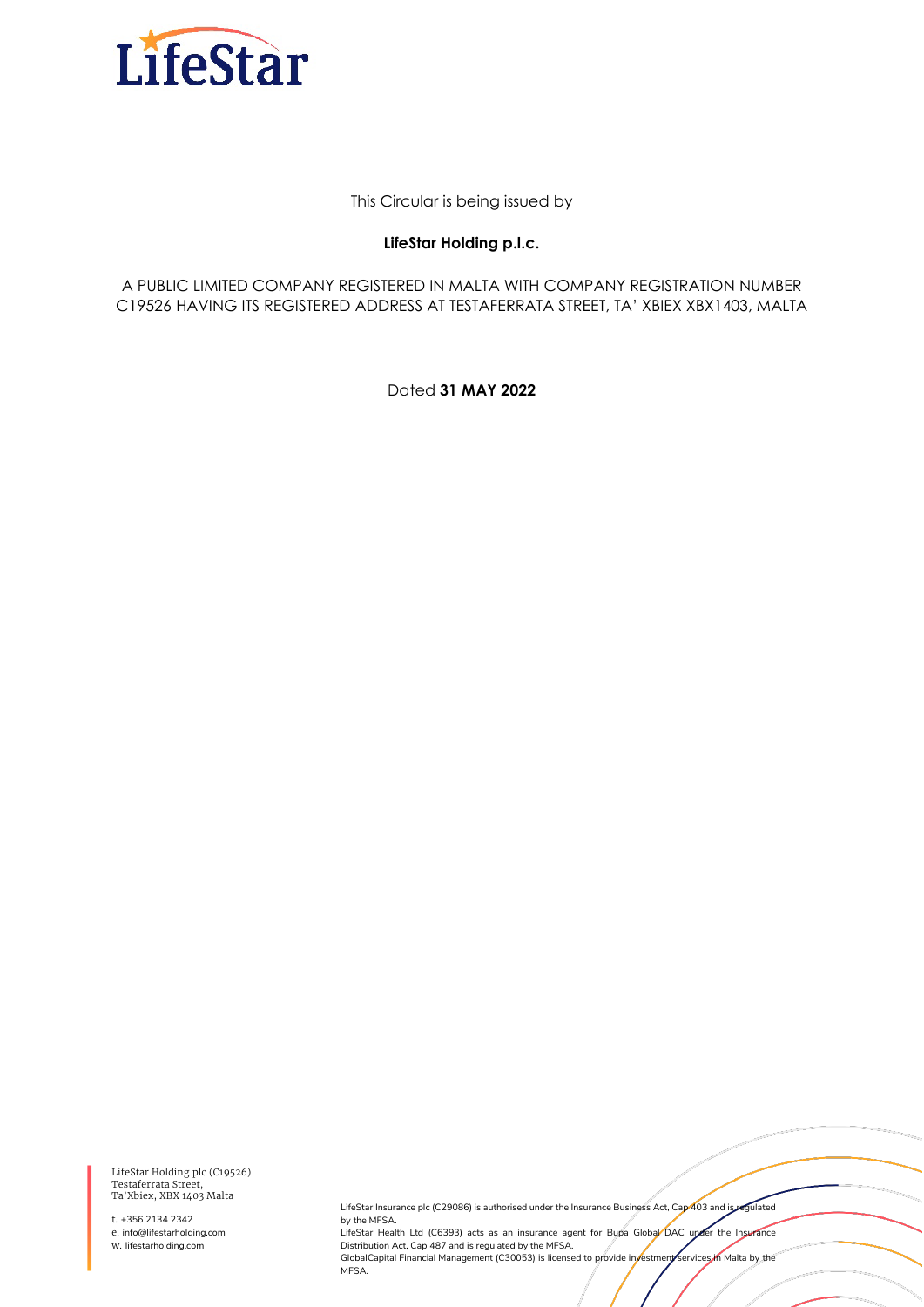This Circular is being issued by

**LifeStar Holding p.l.c.**

A PUBLIC LIMITED COMPANY REGISTERED IN MALTA WITH COMPANY REGISTRATION NUMBER C19526 HAVING ITS REGISTERED ADDRESS AT TESTAFERRATA STREET, TA' XBIEX XBX1403, MALTA

Dated **31 MAY 2022**

LifeStar Holding plc (C19526)
Testaferrata Street,
Ta'Xbiex, XBX 1403 Malta

t. +356 2134 2342
e. info@lifestarholding.com
w. lifestarholding.com

LifeStar Insurance plc (C29086) is authorised under the Insurance Business Act, Cap 403 and is regulated by the MFSA.
LifeStar Health Ltd (C6393) acts as an insurance agent for Bupa Global DAC under the Insurance Distribution Act, Cap 487 and is regulated by the MFSA.
GlobalCapital Financial Management (C30053) is licensed to provide investment services in Malta by the MFSA.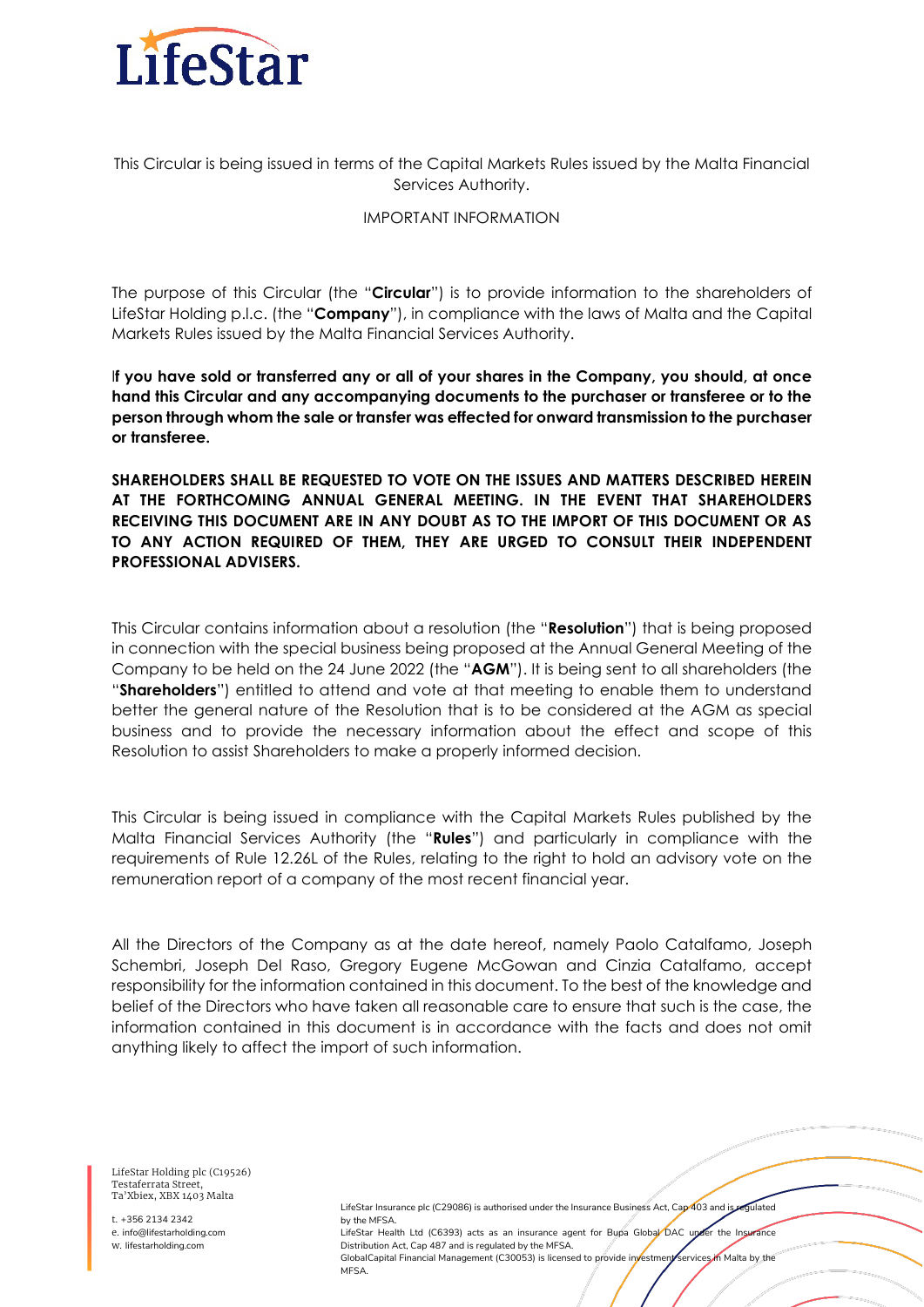This Circular is being issued in terms of the Capital Markets Rules issued by the Malta Financial Services Authority.

IMPORTANT INFORMATION

The purpose of this Circular (the "**Circular**") is to provide information to the shareholders of LifeStar Holding p.l.c. (the "**Company**"), in compliance with the laws of Malta and the Capital Markets Rules issued by the Malta Financial Services Authority.

**If you have sold or transferred any or all of your shares in the Company, you should, at once hand this Circular and any accompanying documents to the purchaser or transferee or to the person through whom the sale or transfer was effected for onward transmission to the purchaser or transferee.**

**SHAREHOLDERS SHALL BE REQUESTED TO VOTE ON THE ISSUES AND MATTERS DESCRIBED HEREIN AT THE FORTHCOMING ANNUAL GENERAL MEETING. IN THE EVENT THAT SHAREHOLDERS RECEIVING THIS DOCUMENT ARE IN ANY DOUBT AS TO THE IMPORT OF THIS DOCUMENT OR AS TO ANY ACTION REQUIRED OF THEM, THEY ARE URGED TO CONSULT THEIR INDEPENDENT PROFESSIONAL ADVISERS.**

This Circular contains information about a resolution (the "**Resolution**") that is being proposed in connection with the special business being proposed at the Annual General Meeting of the Company to be held on the 24 June 2022 (the "**AGM**"). It is being sent to all shareholders (the "**Shareholders**") entitled to attend and vote at that meeting to enable them to understand better the general nature of the Resolution that is to be considered at the AGM as special business and to provide the necessary information about the effect and scope of this Resolution to assist Shareholders to make a properly informed decision.

This Circular is being issued in compliance with the Capital Markets Rules published by the Malta Financial Services Authority (the "**Rules**") and particularly in compliance with the requirements of Rule 12.26L of the Rules, relating to the right to hold an advisory vote on the remuneration report of a company of the most recent financial year.

All the Directors of the Company as at the date hereof, namely Paolo Catalfamo, Joseph Schembri, Joseph Del Raso, Gregory Eugene McGowan and Cinzia Catalfamo, accept responsibility for the information contained in this document. To the best of the knowledge and belief of the Directors who have taken all reasonable care to ensure that such is the case, the information contained in this document is in accordance with the facts and does not omit anything likely to affect the import of such information.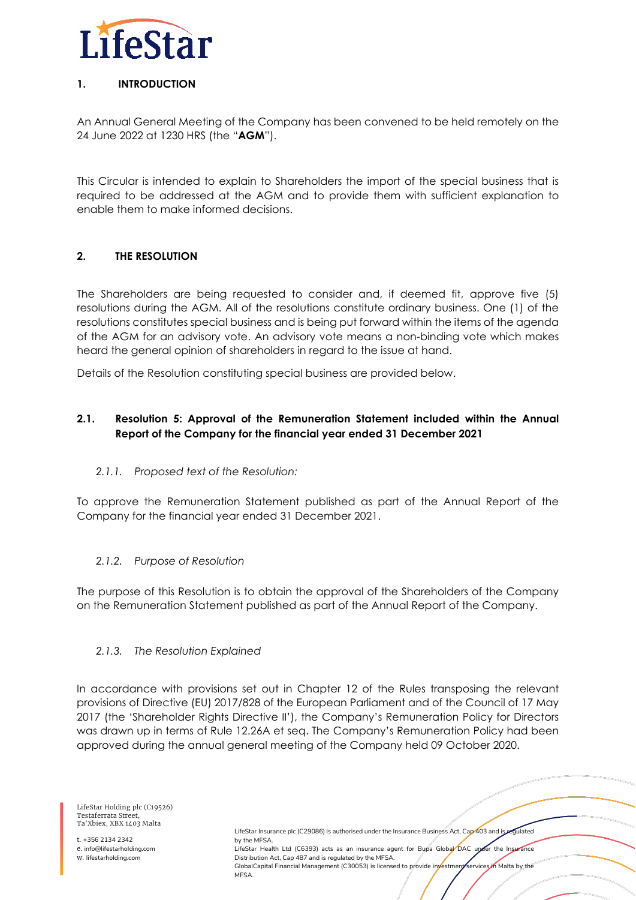## 1. INTRODUCTION

An Annual General Meeting of the Company has been convened to be held remotely on the 24 June 2022 at 1230 HRS (the "**AGM**").

This Circular is intended to explain to Shareholders the import of the special business that is required to be addressed at the AGM and to provide them with sufficient explanation to enable them to make informed decisions.

## 2. THE RESOLUTION

The Shareholders are being requested to consider and, if deemed fit, approve five (5) resolutions during the AGM. All of the resolutions constitute ordinary business. One (1) of the resolutions constitutes special business and is being put forward within the items of the agenda of the AGM for an advisory vote. An advisory vote means a non-binding vote which makes heard the general opinion of shareholders in regard to the issue at hand.

Details of the Resolution constituting special business are provided below.

### 2.1. Resolution 5: Approval of the Remuneration Statement included within the Annual Report of the Company for the financial year ended 31 December 2021

#### *2.1.1. Proposed text of the Resolution:*

To approve the Remuneration Statement published as part of the Annual Report of the Company for the financial year ended 31 December 2021.

#### *2.1.2. Purpose of Resolution*

The purpose of this Resolution is to obtain the approval of the Shareholders of the Company on the Remuneration Statement published as part of the Annual Report of the Company.

#### *2.1.3. The Resolution Explained*

In accordance with provisions set out in Chapter 12 of the Rules transposing the relevant provisions of Directive (EU) 2017/828 of the European Parliament and of the Council of 17 May 2017 (the 'Shareholder Rights Directive II'), the Company's Remuneration Policy for Directors was drawn up in terms of Rule 12.26A et seq. The Company's Remuneration Policy had been approved during the annual general meeting of the Company held 09 October 2020.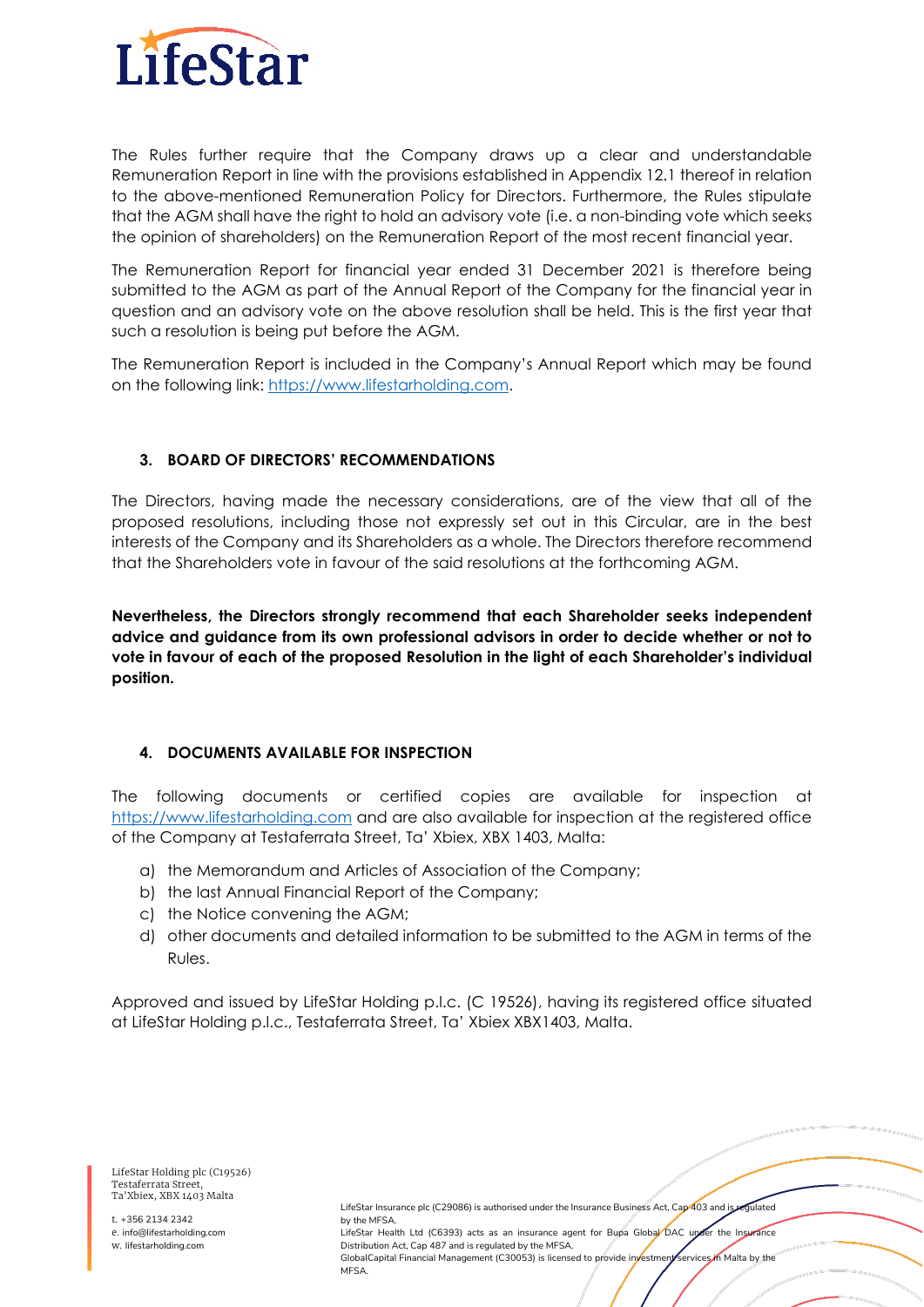The Rules further require that the Company draws up a clear and understandable Remuneration Report in line with the provisions established in Appendix 12.1 thereof in relation to the above-mentioned Remuneration Policy for Directors. Furthermore, the Rules stipulate that the AGM shall have the right to hold an advisory vote (i.e. a non-binding vote which seeks the opinion of shareholders) on the Remuneration Report of the most recent financial year.

The Remuneration Report for financial year ended 31 December 2021 is therefore being submitted to the AGM as part of the Annual Report of the Company for the financial year in question and an advisory vote on the above resolution shall be held. This is the first year that such a resolution is being put before the AGM.

The Remuneration Report is included in the Company's Annual Report which may be found on the following link: https://www.lifestarholding.com.

## 3. BOARD OF DIRECTORS' RECOMMENDATIONS

The Directors, having made the necessary considerations, are of the view that all of the proposed resolutions, including those not expressly set out in this Circular, are in the best interests of the Company and its Shareholders as a whole. The Directors therefore recommend that the Shareholders vote in favour of the said resolutions at the forthcoming AGM.

**Nevertheless, the Directors strongly recommend that each Shareholder seeks independent advice and guidance from its own professional advisors in order to decide whether or not to vote in favour of each of the proposed Resolution in the light of each Shareholder's individual position.**

## 4. DOCUMENTS AVAILABLE FOR INSPECTION

The following documents or certified copies are available for inspection at https://www.lifestarholding.com and are also available for inspection at the registered office of the Company at Testaferrata Street, Ta' Xbiex, XBX 1403, Malta:

a) the Memorandum and Articles of Association of the Company;
b) the last Annual Financial Report of the Company;
c) the Notice convening the AGM;
d) other documents and detailed information to be submitted to the AGM in terms of the Rules.

Approved and issued by LifeStar Holding p.l.c. (C 19526), having its registered office situated at LifeStar Holding p.l.c., Testaferrata Street, Ta' Xbiex XBX1403, Malta.